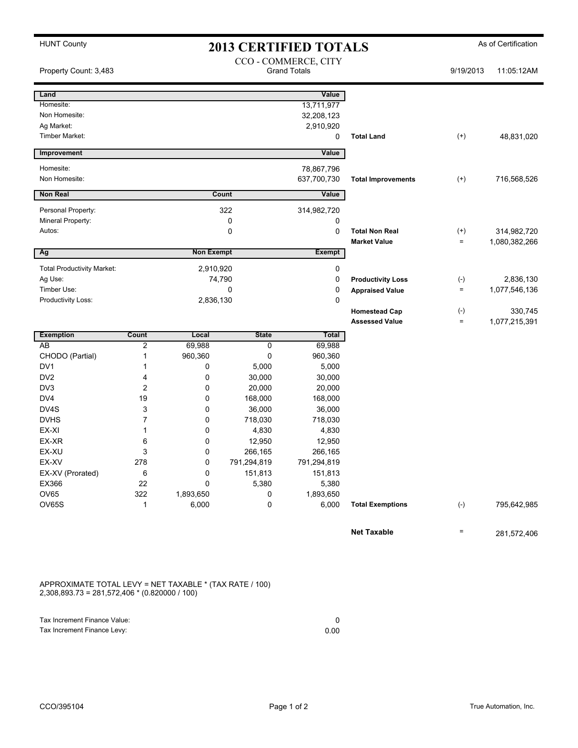HUNT County

# 2013 CERTIFIED TOTALS

As of Certification

CCO - COMMERCE, CITY
Grand Totals

Property Count: 3,483

9/19/2013 11:05:12AM

| Land | Value | | | |
|---|---|---|---|---|
| Homesite: | 13,711,977 | | | |
| Non Homesite: | 32,208,123 | | | |
| Ag Market: | 2,910,920 | | | |
| Timber Market: | 0 | Total Land | (+) | 48,831,020 |

| Improvement | Value | | | |
|---|---|---|---|---|
| Homesite: | 78,867,796 | | | |
| Non Homesite: | 637,700,730 | Total Improvements | (+) | 716,568,526 |

| Non Real | Count | Value | | | |
|---|---|---|---|---|---|
| Personal Property: | 322 | 314,982,720 | | | |
| Mineral Property: | 0 | 0 | | | |
| Autos: | 0 | 0 | Total Non Real | (+) | 314,982,720 |
| | | | Market Value | = | 1,080,382,266 |

| Ag | Non Exempt | Exempt | | | |
|---|---|---|---|---|---|
| Total Productivity Market: | 2,910,920 | 0 | | | |
| Ag Use: | 74,790 | 0 | Productivity Loss | (-) | 2,836,130 |
| Timber Use: | 0 | 0 | Appraised Value | = | 1,077,546,136 |
| Productivity Loss: | 2,836,130 | 0 | | | |
| | | | Homestead Cap | (-) | 330,745 |
| | | | Assessed Value | = | 1,077,215,391 |

| Exemption | Count | Local | State | Total | | | |
|---|---|---|---|---|---|---|---|
| AB | 2 | 69,988 | 0 | 69,988 | | | |
| CHODO (Partial) | 1 | 960,360 | 0 | 960,360 | | | |
| DV1 | 1 | 0 | 5,000 | 5,000 | | | |
| DV2 | 4 | 0 | 30,000 | 30,000 | | | |
| DV3 | 2 | 0 | 20,000 | 20,000 | | | |
| DV4 | 19 | 0 | 168,000 | 168,000 | | | |
| DV4S | 3 | 0 | 36,000 | 36,000 | | | |
| DVHS | 7 | 0 | 718,030 | 718,030 | | | |
| EX-XI | 1 | 0 | 4,830 | 4,830 | | | |
| EX-XR | 6 | 0 | 12,950 | 12,950 | | | |
| EX-XU | 3 | 0 | 266,165 | 266,165 | | | |
| EX-XV | 278 | 0 | 791,294,819 | 791,294,819 | | | |
| EX-XV (Prorated) | 6 | 0 | 151,813 | 151,813 | | | |
| EX366 | 22 | 0 | 5,380 | 5,380 | | | |
| OV65 | 322 | 1,893,650 | 0 | 1,893,650 | | | |
| OV65S | 1 | 6,000 | 0 | 6,000 | Total Exemptions | (-) | 795,642,985 |
| | | | | | Net Taxable | = | 281,572,406 |

APPROXIMATE TOTAL LEVY = NET TAXABLE * (TAX RATE / 100)
2,308,893.73 = 281,572,406 * (0.820000 / 100)

| | |
|---|---|
| Tax Increment Finance Value: | 0 |
| Tax Increment Finance Levy: | 0.00 |

CCO/395104

True Automation, Inc.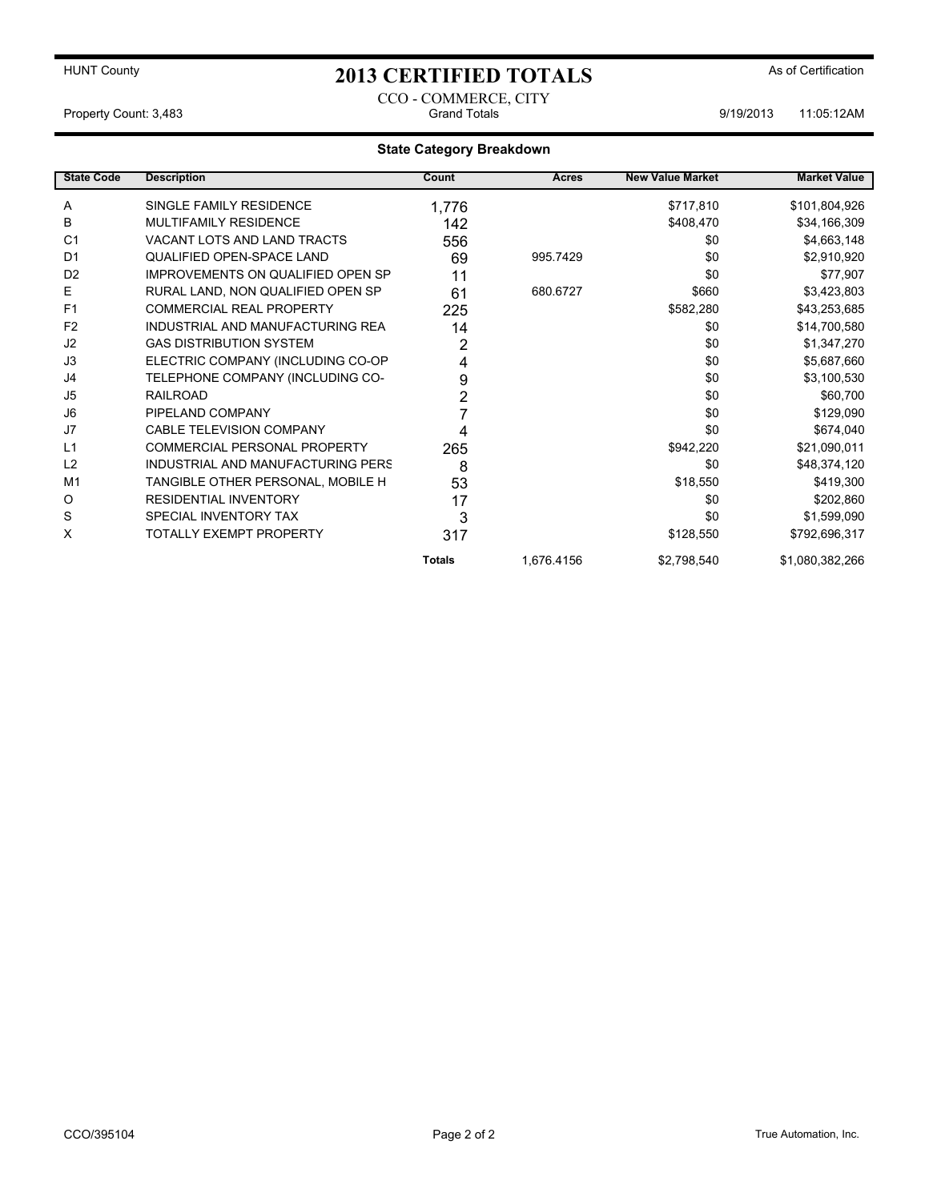HUNT County

# 2013 CERTIFIED TOTALS

As of Certification

CCO - COMMERCE, CITY
Grand Totals

Property Count: 3,483

9/19/2013 11:05:12AM

## State Category Breakdown

| State Code | Description | Count | Acres | New Value Market | Market Value |
|---|---|---|---|---|---|
| A | SINGLE FAMILY RESIDENCE | 1,776 | | $717,810 | $101,804,926 |
| B | MULTIFAMILY RESIDENCE | 142 | | $408,470 | $34,166,309 |
| C1 | VACANT LOTS AND LAND TRACTS | 556 | | $0 | $4,663,148 |
| D1 | QUALIFIED OPEN-SPACE LAND | 69 | 995.7429 | $0 | $2,910,920 |
| D2 | IMPROVEMENTS ON QUALIFIED OPEN SP | 11 | | $0 | $77,907 |
| E | RURAL LAND, NON QUALIFIED OPEN SP | 61 | 680.6727 | $660 | $3,423,803 |
| F1 | COMMERCIAL REAL PROPERTY | 225 | | $582,280 | $43,253,685 |
| F2 | INDUSTRIAL AND MANUFACTURING REA | 14 | | $0 | $14,700,580 |
| J2 | GAS DISTRIBUTION SYSTEM | 2 | | $0 | $1,347,270 |
| J3 | ELECTRIC COMPANY (INCLUDING CO-OP | 4 | | $0 | $5,687,660 |
| J4 | TELEPHONE COMPANY (INCLUDING CO- | 9 | | $0 | $3,100,530 |
| J5 | RAILROAD | 2 | | $0 | $60,700 |
| J6 | PIPELAND COMPANY | 7 | | $0 | $129,090 |
| J7 | CABLE TELEVISION COMPANY | 4 | | $0 | $674,040 |
| L1 | COMMERCIAL PERSONAL PROPERTY | 265 | | $942,220 | $21,090,011 |
| L2 | INDUSTRIAL AND MANUFACTURING PERS | 8 | | $0 | $48,374,120 |
| M1 | TANGIBLE OTHER PERSONAL, MOBILE H | 53 | | $18,550 | $419,300 |
| O | RESIDENTIAL INVENTORY | 17 | | $0 | $202,860 |
| S | SPECIAL INVENTORY TAX | 3 | | $0 | $1,599,090 |
| X | TOTALLY EXEMPT PROPERTY | 317 | | $128,550 | $792,696,317 |
| | | **Totals** | 1,676.4156 | $2,798,540 | $1,080,382,266 |

CCO/395104

True Automation, Inc.